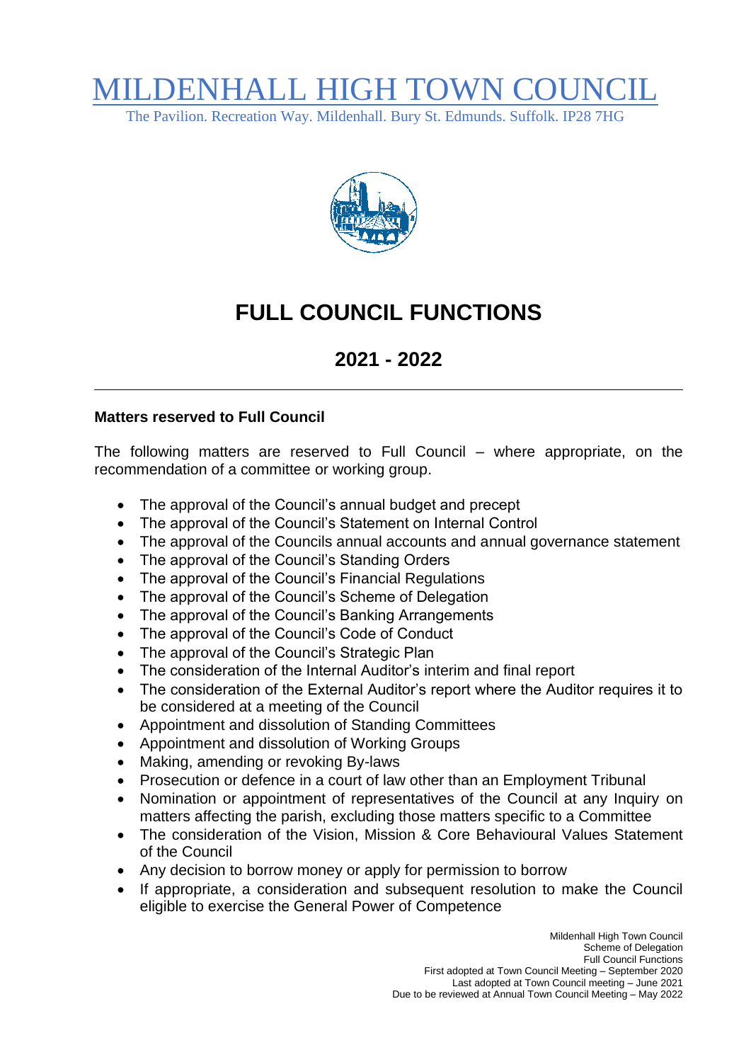# MILDENHALL HIGH TOWN COUNCIL

The Pavilion. Recreation Way. Mildenhall. Bury St. Edmunds. Suffolk. IP28 7HG

## FULL COUNCIL FUNCTIONS

## 2021 - 2022

---

**Matters reserved to Full Council**

The following matters are reserved to Full Council – where appropriate, on the recommendation of a committee or working group.

- The approval of the Council's annual budget and precept
- The approval of the Council's Statement on Internal Control
- The approval of the Councils annual accounts and annual governance statement
- The approval of the Council's Standing Orders
- The approval of the Council's Financial Regulations
- The approval of the Council's Scheme of Delegation
- The approval of the Council's Banking Arrangements
- The approval of the Council's Code of Conduct
- The approval of the Council's Strategic Plan
- The consideration of the Internal Auditor's interim and final report
- The consideration of the External Auditor's report where the Auditor requires it to be considered at a meeting of the Council
- Appointment and dissolution of Standing Committees
- Appointment and dissolution of Working Groups
- Making, amending or revoking By-laws
- Prosecution or defence in a court of law other than an Employment Tribunal
- Nomination or appointment of representatives of the Council at any Inquiry on matters affecting the parish, excluding those matters specific to a Committee
- The consideration of the Vision, Mission & Core Behavioural Values Statement of the Council
- Any decision to borrow money or apply for permission to borrow
- If appropriate, a consideration and subsequent resolution to make the Council eligible to exercise the General Power of Competence

Mildenhall High Town Council
Scheme of Delegation
Full Council Functions
First adopted at Town Council Meeting – September 2020
Last adopted at Town Council meeting – June 2021
Due to be reviewed at Annual Town Council Meeting – May 2022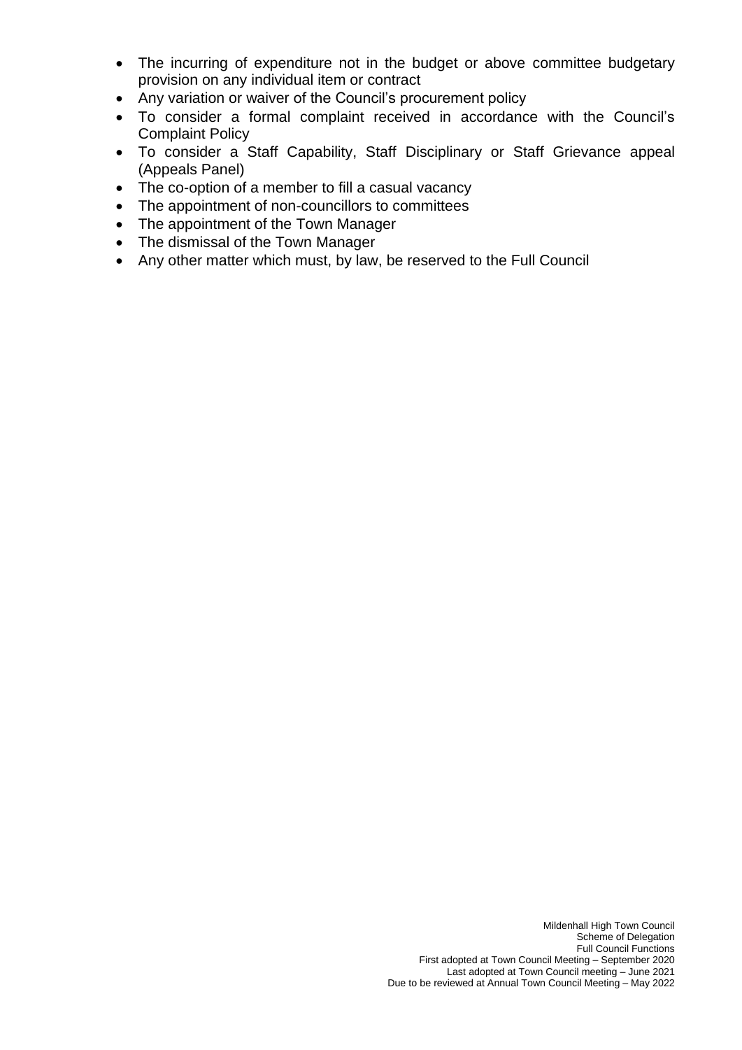- The incurring of expenditure not in the budget or above committee budgetary provision on any individual item or contract
- Any variation or waiver of the Council's procurement policy
- To consider a formal complaint received in accordance with the Council's Complaint Policy
- To consider a Staff Capability, Staff Disciplinary or Staff Grievance appeal (Appeals Panel)
- The co-option of a member to fill a casual vacancy
- The appointment of non-councillors to committees
- The appointment of the Town Manager
- The dismissal of the Town Manager
- Any other matter which must, by law, be reserved to the Full Council

Mildenhall High Town Council
Scheme of Delegation
Full Council Functions
First adopted at Town Council Meeting – September 2020
Last adopted at Town Council meeting – June 2021
Due to be reviewed at Annual Town Council Meeting – May 2022